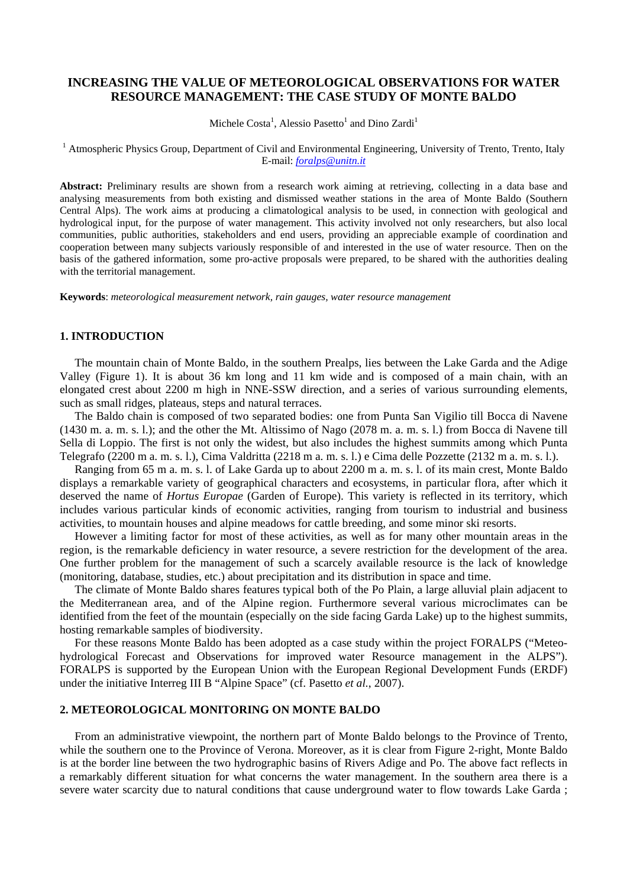# INCREASING THE VALUE OF METEOROLOGICAL OBSERVATIONS FOR WATER RESOURCE MANAGEMENT: THE CASE STUDY OF MONTE BALDO

Michele Costa[1], Alessio Pasetto[1] and Dino Zardi[1]

[1] Atmospheric Physics Group, Department of Civil and Environmental Engineering, University of Trento, Trento, Italy
E-mail: *foralps@unitn.it*

**Abstract:** Preliminary results are shown from a research work aiming at retrieving, collecting in a data base and analysing measurements from both existing and dismissed weather stations in the area of Monte Baldo (Southern Central Alps). The work aims at producing a climatological analysis to be used, in connection with geological and hydrological input, for the purpose of water management. This activity involved not only researchers, but also local communities, public authorities, stakeholders and end users, providing an appreciable example of coordination and cooperation between many subjects variously responsible of and interested in the use of water resource. Then on the basis of the gathered information, some pro-active proposals were prepared, to be shared with the authorities dealing with the territorial management.

**Keywords**: *meteorological measurement network, rain gauges, water resource management*

## 1. INTRODUCTION

The mountain chain of Monte Baldo, in the southern Prealps, lies between the Lake Garda and the Adige Valley (Figure 1). It is about 36 km long and 11 km wide and is composed of a main chain, with an elongated crest about 2200 m high in NNE-SSW direction, and a series of various surrounding elements, such as small ridges, plateaus, steps and natural terraces.

The Baldo chain is composed of two separated bodies: one from Punta San Vigilio till Bocca di Navene (1430 m. a. m. s. l.); and the other the Mt. Altissimo of Nago (2078 m. a. m. s. l.) from Bocca di Navene till Sella di Loppio. The first is not only the widest, but also includes the highest summits among which Punta Telegrafo (2200 m a. m. s. l.), Cima Valdritta (2218 m a. m. s. l.) e Cima delle Pozzette (2132 m a. m. s. l.).

Ranging from 65 m a. m. s. l. of Lake Garda up to about 2200 m a. m. s. l. of its main crest, Monte Baldo displays a remarkable variety of geographical characters and ecosystems, in particular flora, after which it deserved the name of *Hortus Europae* (Garden of Europe). This variety is reflected in its territory, which includes various particular kinds of economic activities, ranging from tourism to industrial and business activities, to mountain houses and alpine meadows for cattle breeding, and some minor ski resorts.

However a limiting factor for most of these activities, as well as for many other mountain areas in the region, is the remarkable deficiency in water resource, a severe restriction for the development of the area. One further problem for the management of such a scarcely available resource is the lack of knowledge (monitoring, database, studies, etc.) about precipitation and its distribution in space and time.

The climate of Monte Baldo shares features typical both of the Po Plain, a large alluvial plain adjacent to the Mediterranean area, and of the Alpine region. Furthermore several various microclimates can be identified from the feet of the mountain (especially on the side facing Garda Lake) up to the highest summits, hosting remarkable samples of biodiversity.

For these reasons Monte Baldo has been adopted as a case study within the project FORALPS ("Meteo-hydrological Forecast and Observations for improved water Resource management in the ALPS"). FORALPS is supported by the European Union with the European Regional Development Funds (ERDF) under the initiative Interreg III B "Alpine Space" (cf. Pasetto *et al.*, 2007).

## 2. METEOROLOGICAL MONITORING ON MONTE BALDO

From an administrative viewpoint, the northern part of Monte Baldo belongs to the Province of Trento, while the southern one to the Province of Verona. Moreover, as it is clear from Figure 2-right, Monte Baldo is at the border line between the two hydrographic basins of Rivers Adige and Po. The above fact reflects in a remarkably different situation for what concerns the water management. In the southern area there is a severe water scarcity due to natural conditions that cause underground water to flow towards Lake Garda ;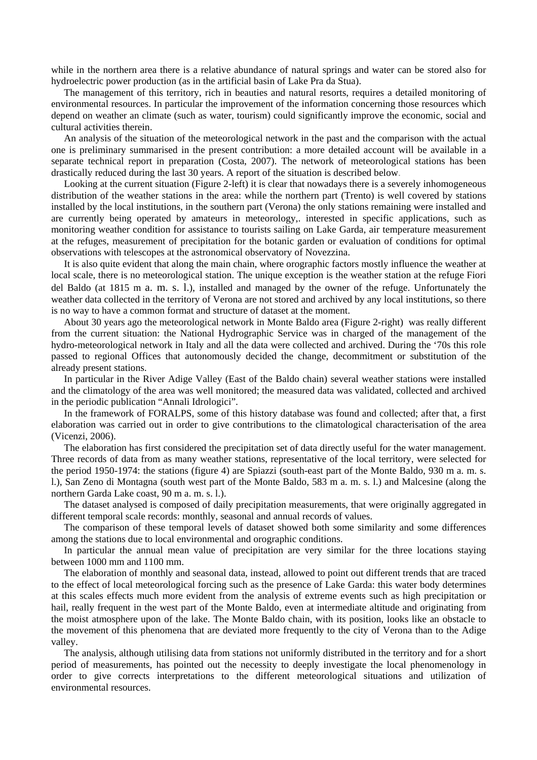while in the northern area there is a relative abundance of natural springs and water can be stored also for hydroelectric power production (as in the artificial basin of Lake Pra da Stua).

The management of this territory, rich in beauties and natural resorts, requires a detailed monitoring of environmental resources. In particular the improvement of the information concerning those resources which depend on weather an climate (such as water, tourism) could significantly improve the economic, social and cultural activities therein.

An analysis of the situation of the meteorological network in the past and the comparison with the actual one is preliminary summarised in the present contribution: a more detailed account will be available in a separate technical report in preparation (Costa, 2007). The network of meteorological stations has been drastically reduced during the last 30 years. A report of the situation is described below.

Looking at the current situation (Figure 2-left) it is clear that nowadays there is a severely inhomogeneous distribution of the weather stations in the area: while the northern part (Trento) is well covered by stations installed by the local institutions, in the southern part (Verona) the only stations remaining were installed and are currently being operated by amateurs in meteorology,. interested in specific applications, such as monitoring weather condition for assistance to tourists sailing on Lake Garda, air temperature measurement at the refuges, measurement of precipitation for the botanic garden or evaluation of conditions for optimal observations with telescopes at the astronomical observatory of Novezzina.

It is also quite evident that along the main chain, where orographic factors mostly influence the weather at local scale, there is no meteorological station. The unique exception is the weather station at the refuge Fiori del Baldo (at 1815 m a. m. s. l.), installed and managed by the owner of the refuge. Unfortunately the weather data collected in the territory of Verona are not stored and archived by any local institutions, so there is no way to have a common format and structure of dataset at the moment.

About 30 years ago the meteorological network in Monte Baldo area (Figure 2-right) was really different from the current situation: the National Hydrographic Service was in charged of the management of the hydro-meteorological network in Italy and all the data were collected and archived. During the '70s this role passed to regional Offices that autonomously decided the change, decommitment or substitution of the already present stations.

In particular in the River Adige Valley (East of the Baldo chain) several weather stations were installed and the climatology of the area was well monitored; the measured data was validated, collected and archived in the periodic publication "Annali Idrologici".

In the framework of FORALPS, some of this history database was found and collected; after that, a first elaboration was carried out in order to give contributions to the climatological characterisation of the area (Vicenzi, 2006).

The elaboration has first considered the precipitation set of data directly useful for the water management. Three records of data from as many weather stations, representative of the local territory, were selected for the period 1950-1974: the stations (figure 4) are Spiazzi (south-east part of the Monte Baldo, 930 m a. m. s. l.), San Zeno di Montagna (south west part of the Monte Baldo, 583 m a. m. s. l.) and Malcesine (along the northern Garda Lake coast, 90 m a. m. s. l.).

The dataset analysed is composed of daily precipitation measurements, that were originally aggregated in different temporal scale records: monthly, seasonal and annual records of values.

The comparison of these temporal levels of dataset showed both some similarity and some differences among the stations due to local environmental and orographic conditions.

In particular the annual mean value of precipitation are very similar for the three locations staying between 1000 mm and 1100 mm.

The elaboration of monthly and seasonal data, instead, allowed to point out different trends that are traced to the effect of local meteorological forcing such as the presence of Lake Garda: this water body determines at this scales effects much more evident from the analysis of extreme events such as high precipitation or hail, really frequent in the west part of the Monte Baldo, even at intermediate altitude and originating from the moist atmosphere upon of the lake. The Monte Baldo chain, with its position, looks like an obstacle to the movement of this phenomena that are deviated more frequently to the city of Verona than to the Adige valley.

The analysis, although utilising data from stations not uniformly distributed in the territory and for a short period of measurements, has pointed out the necessity to deeply investigate the local phenomenology in order to give corrects interpretations to the different meteorological situations and utilization of environmental resources.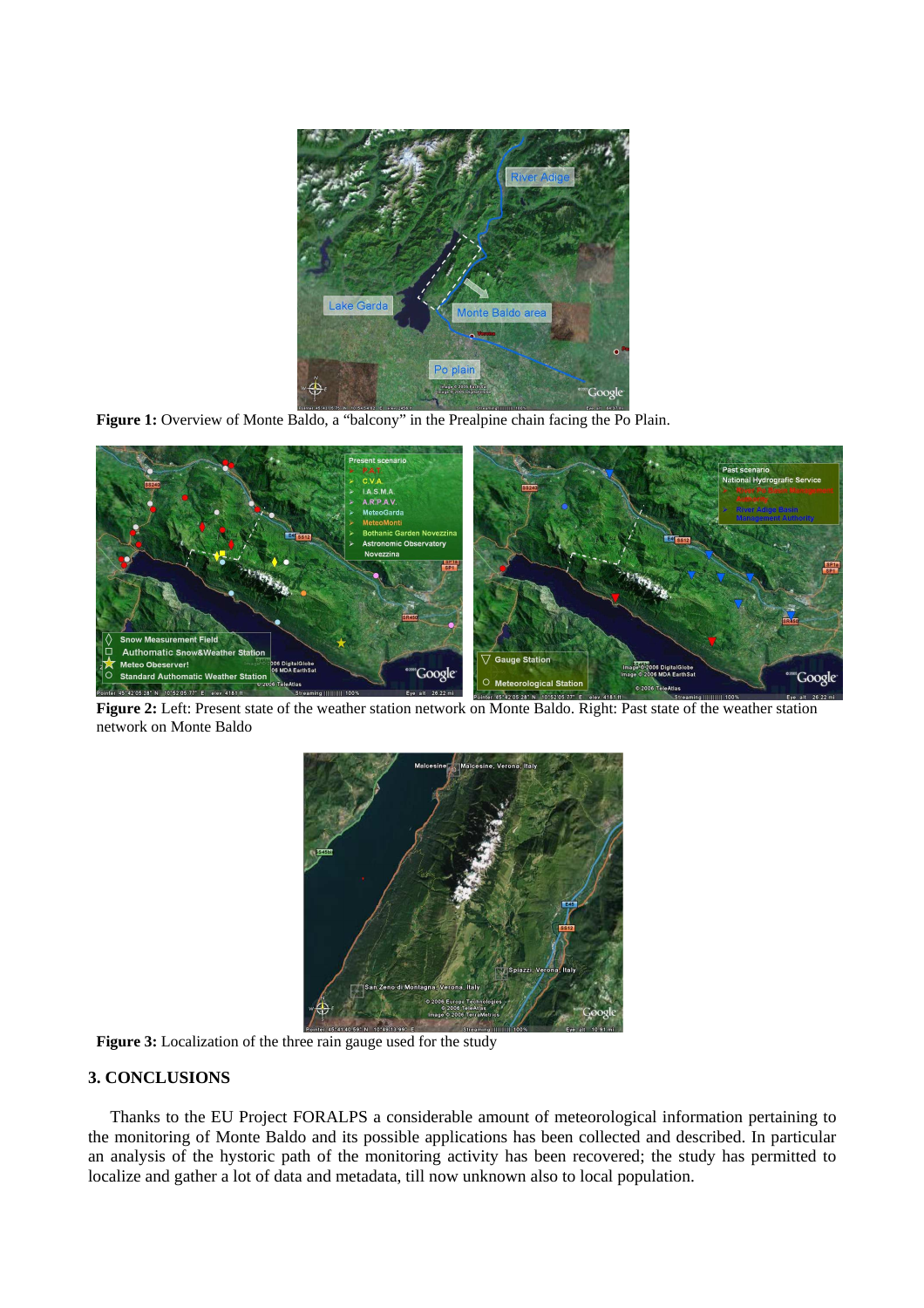**Figure 1:** Overview of Monte Baldo, a "balcony" in the Prealpine chain facing the Po Plain.

**Figure 2:** Left: Present state of the weather station network on Monte Baldo. Right: Past state of the weather station network on Monte Baldo

**Figure 3:** Localization of the three rain gauge used for the study

## 3. CONCLUSIONS

Thanks to the EU Project FORALPS a considerable amount of meteorological information pertaining to the monitoring of Monte Baldo and its possible applications has been collected and described. In particular an analysis of the hystoric path of the monitoring activity has been recovered; the study has permitted to localize and gather a lot of data and metadata, till now unknown also to local population.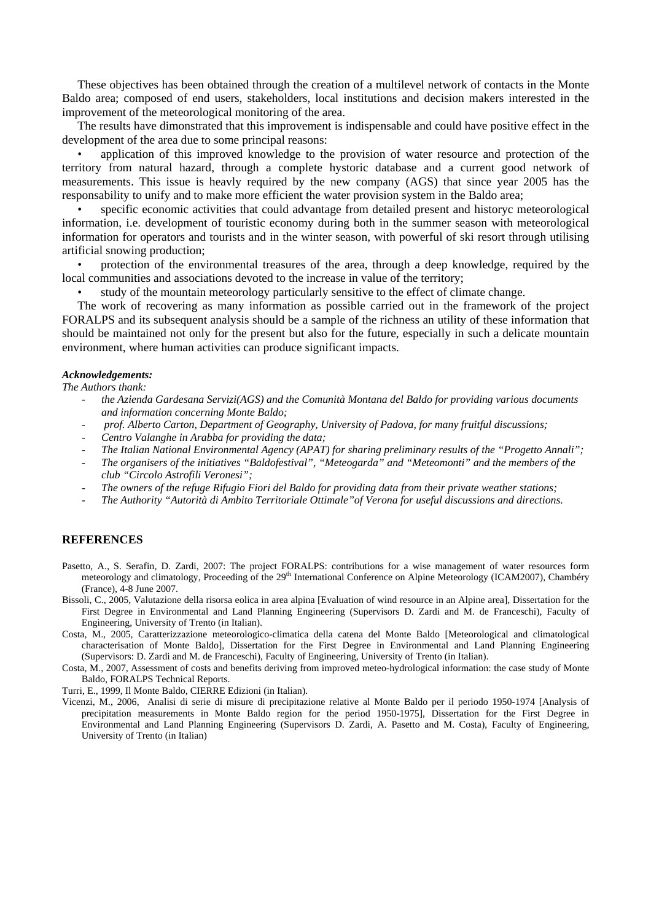These objectives has been obtained through the creation of a multilevel network of contacts in the Monte Baldo area; composed of end users, stakeholders, local institutions and decision makers interested in the improvement of the meteorological monitoring of the area.

The results have dimonstrated that this improvement is indispensable and could have positive effect in the development of the area due to some principal reasons:

- application of this improved knowledge to the provision of water resource and protection of the territory from natural hazard, through a complete hystoric database and a current good network of measurements. This issue is heavly required by the new company (AGS) that since year 2005 has the responsability to unify and to make more efficient the water provision system in the Baldo area;
- specific economic activities that could advantage from detailed present and historyc meteorological information, i.e. development of touristic economy during both in the summer season with meteorological information for operators and tourists and in the winter season, with powerful of ski resort through utilising artificial snowing production;
- protection of the environmental treasures of the area, through a deep knowledge, required by the local communities and associations devoted to the increase in value of the territory;
- study of the mountain meteorology particularly sensitive to the effect of climate change.

The work of recovering as many information as possible carried out in the framework of the project FORALPS and its subsequent analysis should be a sample of the richness an utility of these information that should be maintained not only for the present but also for the future, especially in such a delicate mountain environment, where human activities can produce significant impacts.

***Acknowledgements:***

*The Authors thank:*

- *the Azienda Gardesana Servizi(AGS) and the Comunità Montana del Baldo for providing various documents and information concerning Monte Baldo;*
- *prof. Alberto Carton, Department of Geography, University of Padova, for many fruitful discussions;*
- *Centro Valanghe in Arabba for providing the data;*
- *The Italian National Environmental Agency (APAT) for sharing preliminary results of the "Progetto Annali";*
- *The organisers of the initiatives "Baldofestival", "Meteogarda" and "Meteomonti" and the members of the club "Circolo Astrofili Veronesi";*
- *The owners of the refuge Rifugio Fiori del Baldo for providing data from their private weather stations;*
- *The Authority "Autorità di Ambito Territoriale Ottimale"of Verona for useful discussions and directions.*

## REFERENCES

Pasetto, A., S. Serafin, D. Zardi, 2007: The project FORALPS: contributions for a wise management of water resources form meteorology and climatology, Proceeding of the 29th International Conference on Alpine Meteorology (ICAM2007), Chambéry (France), 4-8 June 2007.

Bissoli, C., 2005, Valutazione della risorsa eolica in area alpina [Evaluation of wind resource in an Alpine area], Dissertation for the First Degree in Environmental and Land Planning Engineering (Supervisors D. Zardi and M. de Franceschi), Faculty of Engineering, University of Trento (in Italian).

Costa, M., 2005, Caratterizzazione meteorologico-climatica della catena del Monte Baldo [Meteorological and climatological characterisation of Monte Baldo], Dissertation for the First Degree in Environmental and Land Planning Engineering (Supervisors: D. Zardi and M. de Franceschi), Faculty of Engineering, University of Trento (in Italian).

Costa, M., 2007, Assessment of costs and benefits deriving from improved meteo-hydrological information: the case study of Monte Baldo, FORALPS Technical Reports.

Turri, E., 1999, Il Monte Baldo, CIERRE Edizioni (in Italian).

Vicenzi, M., 2006, Analisi di serie di misure di precipitazione relative al Monte Baldo per il periodo 1950-1974 [Analysis of precipitation measurements in Monte Baldo region for the period 1950-1975], Dissertation for the First Degree in Environmental and Land Planning Engineering (Supervisors D. Zardi, A. Pasetto and M. Costa), Faculty of Engineering, University of Trento (in Italian)